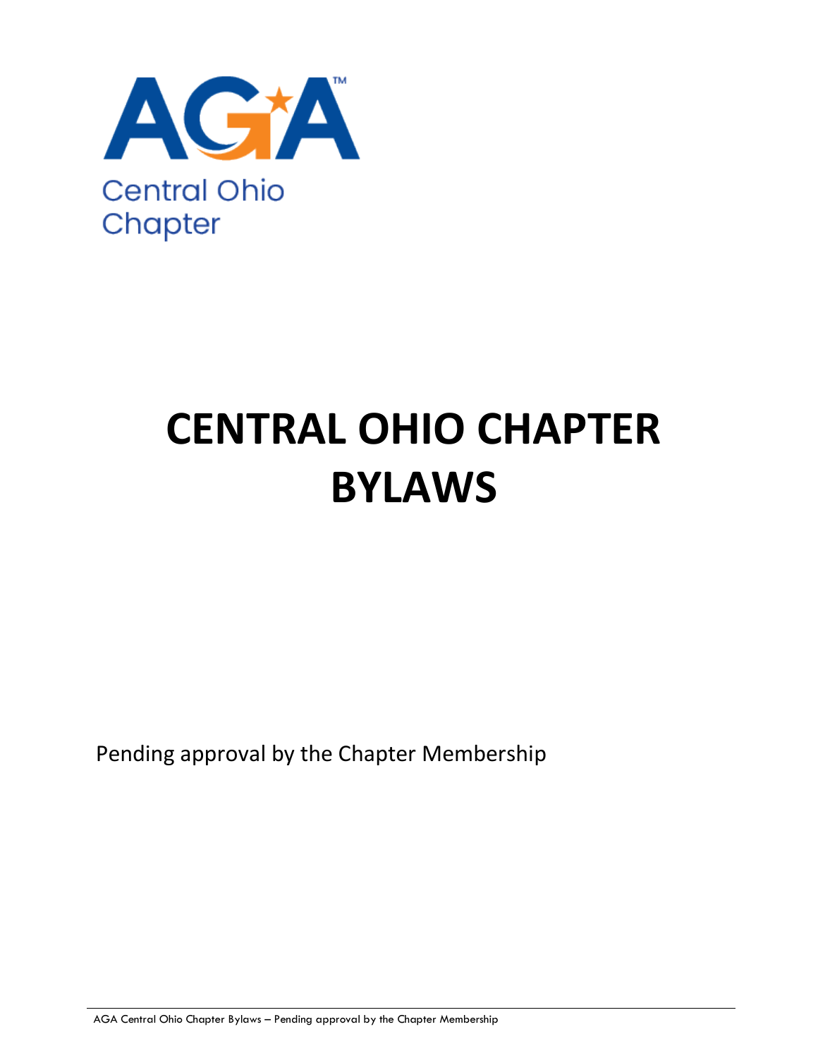AGA™

Central Ohio Chapter

# CENTRAL OHIO CHAPTER BYLAWS

Pending approval by the Chapter Membership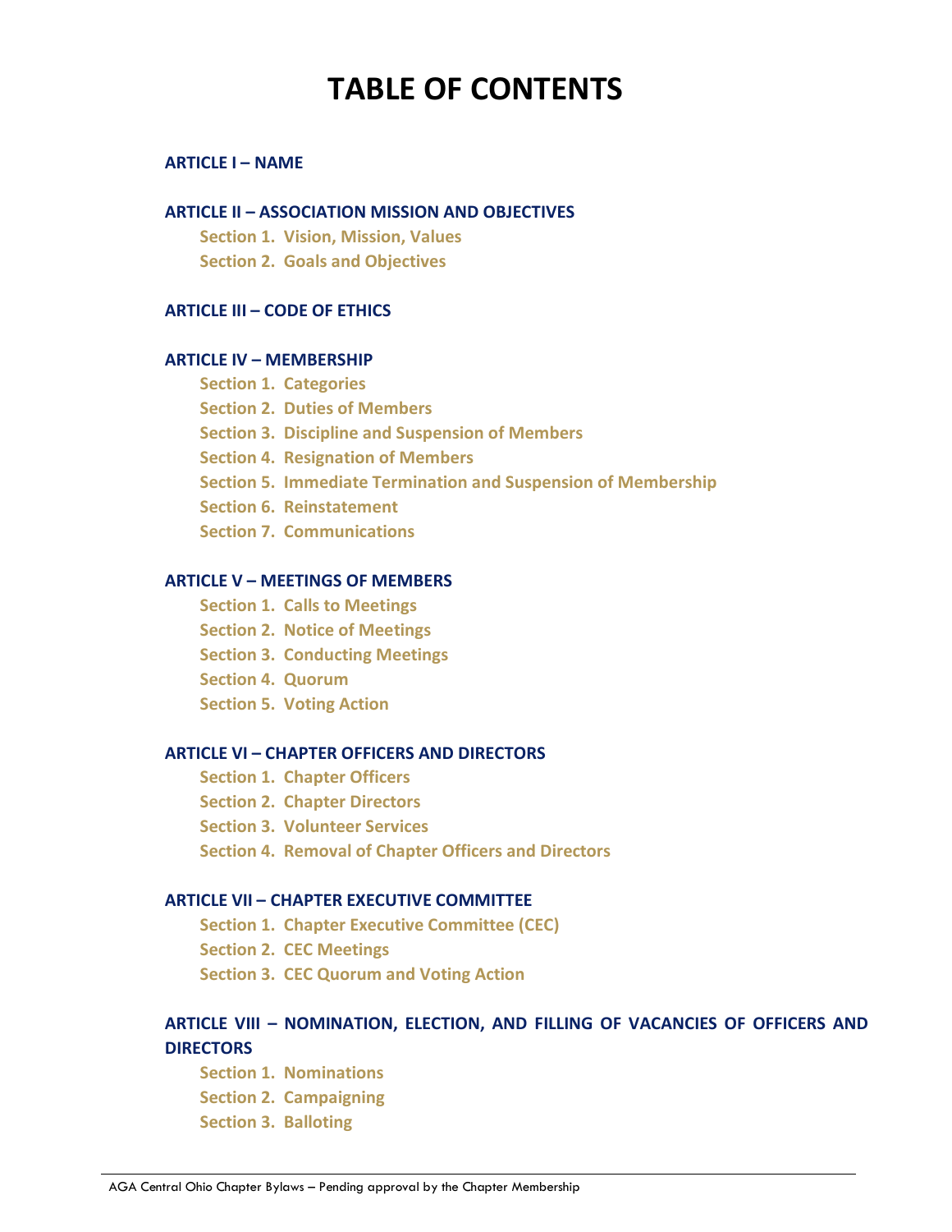# TABLE OF CONTENTS

**ARTICLE I – NAME**

**ARTICLE II – ASSOCIATION MISSION AND OBJECTIVES**

- **Section 1. Vision, Mission, Values**
- **Section 2. Goals and Objectives**

**ARTICLE III – CODE OF ETHICS**

**ARTICLE IV – MEMBERSHIP**

- **Section 1. Categories**
- **Section 2. Duties of Members**
- **Section 3. Discipline and Suspension of Members**
- **Section 4. Resignation of Members**
- **Section 5. Immediate Termination and Suspension of Membership**
- **Section 6. Reinstatement**
- **Section 7. Communications**

**ARTICLE V – MEETINGS OF MEMBERS**

- **Section 1. Calls to Meetings**
- **Section 2. Notice of Meetings**
- **Section 3. Conducting Meetings**
- **Section 4. Quorum**
- **Section 5. Voting Action**

**ARTICLE VI – CHAPTER OFFICERS AND DIRECTORS**

- **Section 1. Chapter Officers**
- **Section 2. Chapter Directors**
- **Section 3. Volunteer Services**
- **Section 4. Removal of Chapter Officers and Directors**

**ARTICLE VII – CHAPTER EXECUTIVE COMMITTEE**

- **Section 1. Chapter Executive Committee (CEC)**
- **Section 2. CEC Meetings**
- **Section 3. CEC Quorum and Voting Action**

**ARTICLE VIII – NOMINATION, ELECTION, AND FILLING OF VACANCIES OF OFFICERS AND DIRECTORS**

- **Section 1. Nominations**
- **Section 2. Campaigning**
- **Section 3. Balloting**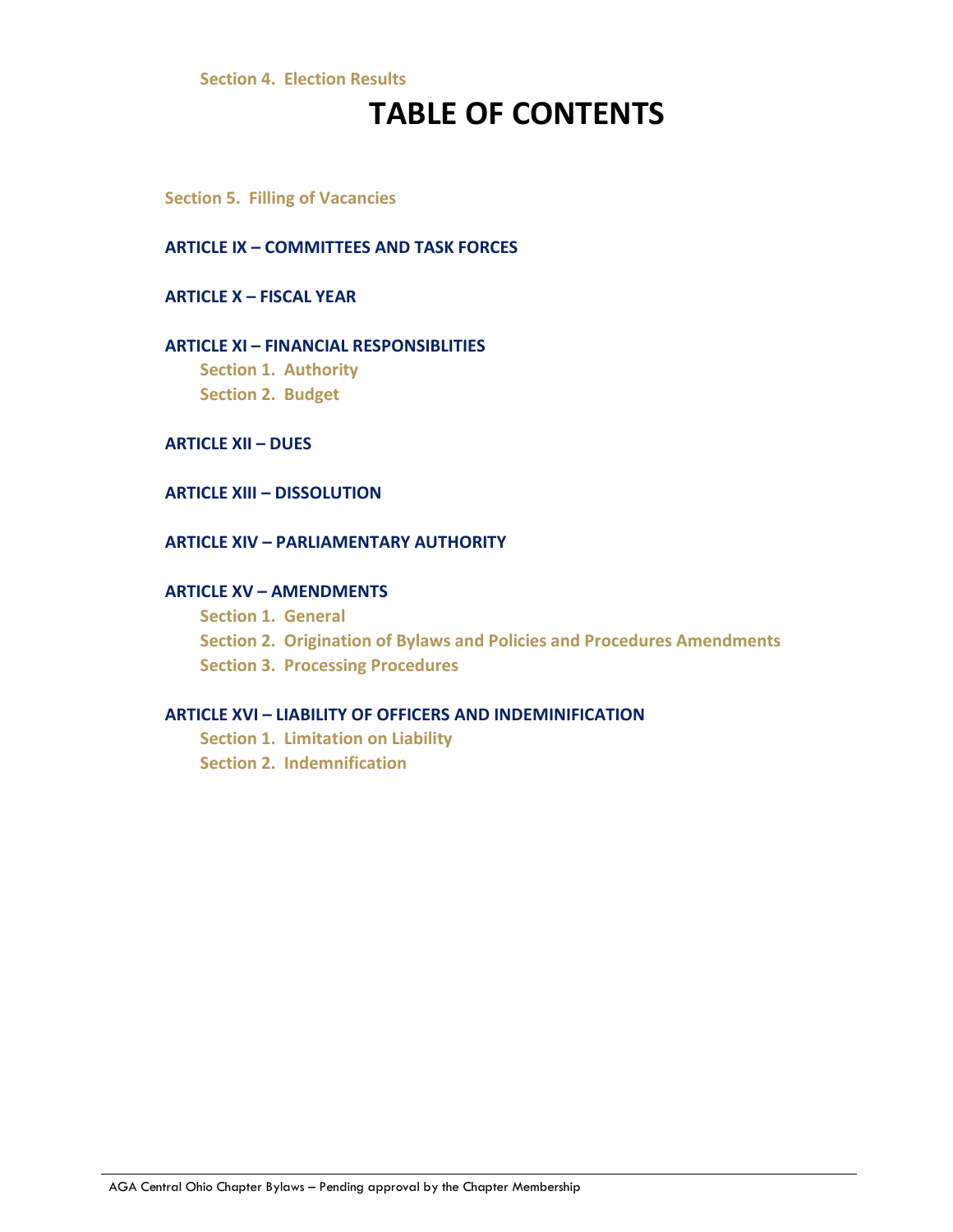**Section 4. Election Results**

# TABLE OF CONTENTS

**Section 5. Filling of Vacancies**

**ARTICLE IX – COMMITTEES AND TASK FORCES**

**ARTICLE X – FISCAL YEAR**

**ARTICLE XI – FINANCIAL RESPONSIBLITIES**

- **Section 1. Authority**
- **Section 2. Budget**

**ARTICLE XII – DUES**

**ARTICLE XIII – DISSOLUTION**

**ARTICLE XIV – PARLIAMENTARY AUTHORITY**

**ARTICLE XV – AMENDMENTS**

- **Section 1. General**
- **Section 2. Origination of Bylaws and Policies and Procedures Amendments**
- **Section 3. Processing Procedures**

**ARTICLE XVI – LIABILITY OF OFFICERS AND INDEMINIFICATION**

- **Section 1. Limitation on Liability**
- **Section 2. Indemnification**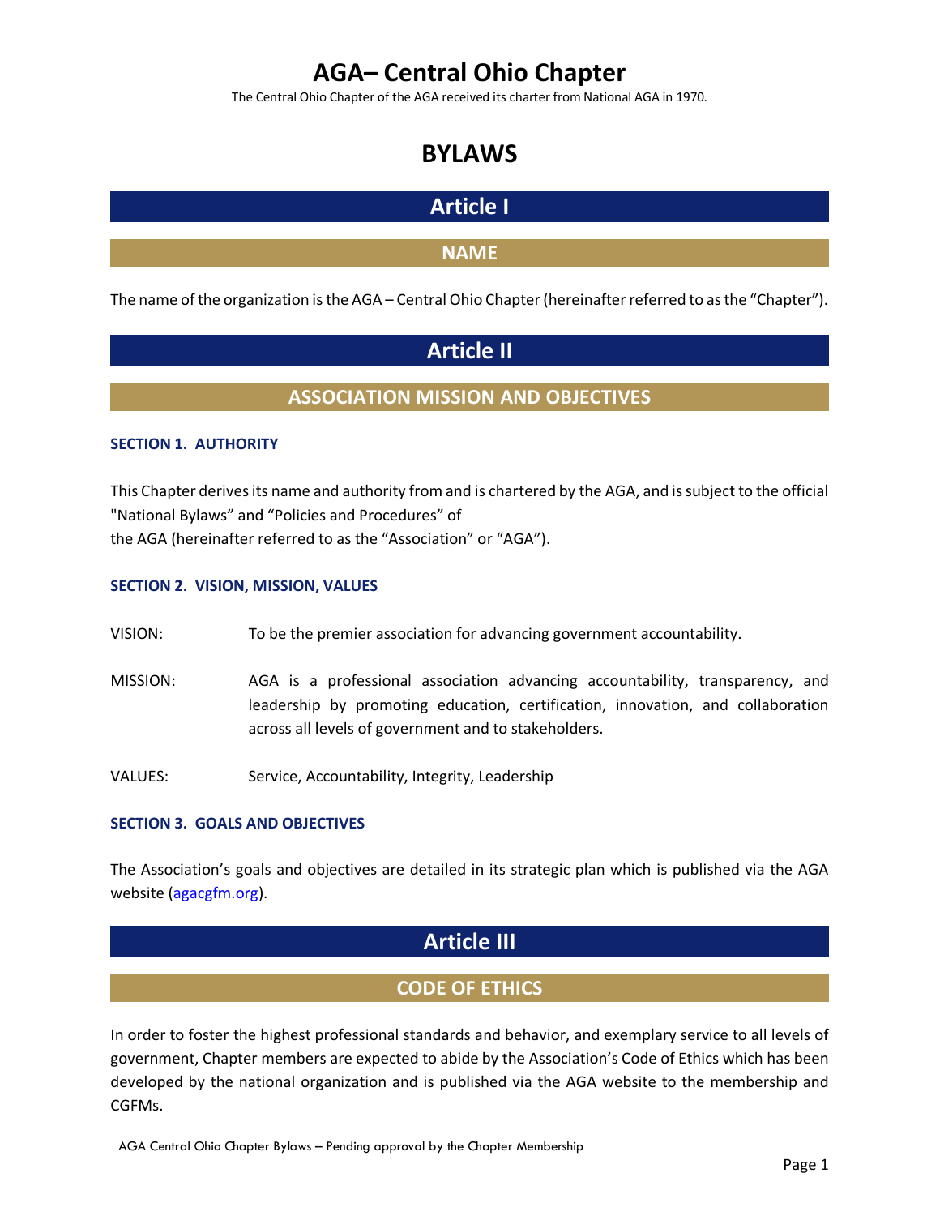# AGA– Central Ohio Chapter

The Central Ohio Chapter of the AGA received its charter from National AGA in 1970.

# BYLAWS

## Article I

### NAME

The name of the organization is the AGA – Central Ohio Chapter (hereinafter referred to as the "Chapter").

## Article II

### ASSOCIATION MISSION AND OBJECTIVES

#### SECTION 1. AUTHORITY

This Chapter derives its name and authority from and is chartered by the AGA, and is subject to the official "National Bylaws" and "Policies and Procedures" of the AGA (hereinafter referred to as the "Association" or "AGA").

#### SECTION 2. VISION, MISSION, VALUES

VISION: To be the premier association for advancing government accountability.

MISSION: AGA is a professional association advancing accountability, transparency, and leadership by promoting education, certification, innovation, and collaboration across all levels of government and to stakeholders.

VALUES: Service, Accountability, Integrity, Leadership

#### SECTION 3. GOALS AND OBJECTIVES

The Association's goals and objectives are detailed in its strategic plan which is published via the AGA website (agacgfm.org).

## Article III

### CODE OF ETHICS

In order to foster the highest professional standards and behavior, and exemplary service to all levels of government, Chapter members are expected to abide by the Association's Code of Ethics which has been developed by the national organization and is published via the AGA website to the membership and CGFMs.

AGA Central Ohio Chapter Bylaws – Pending approval by the Chapter Membership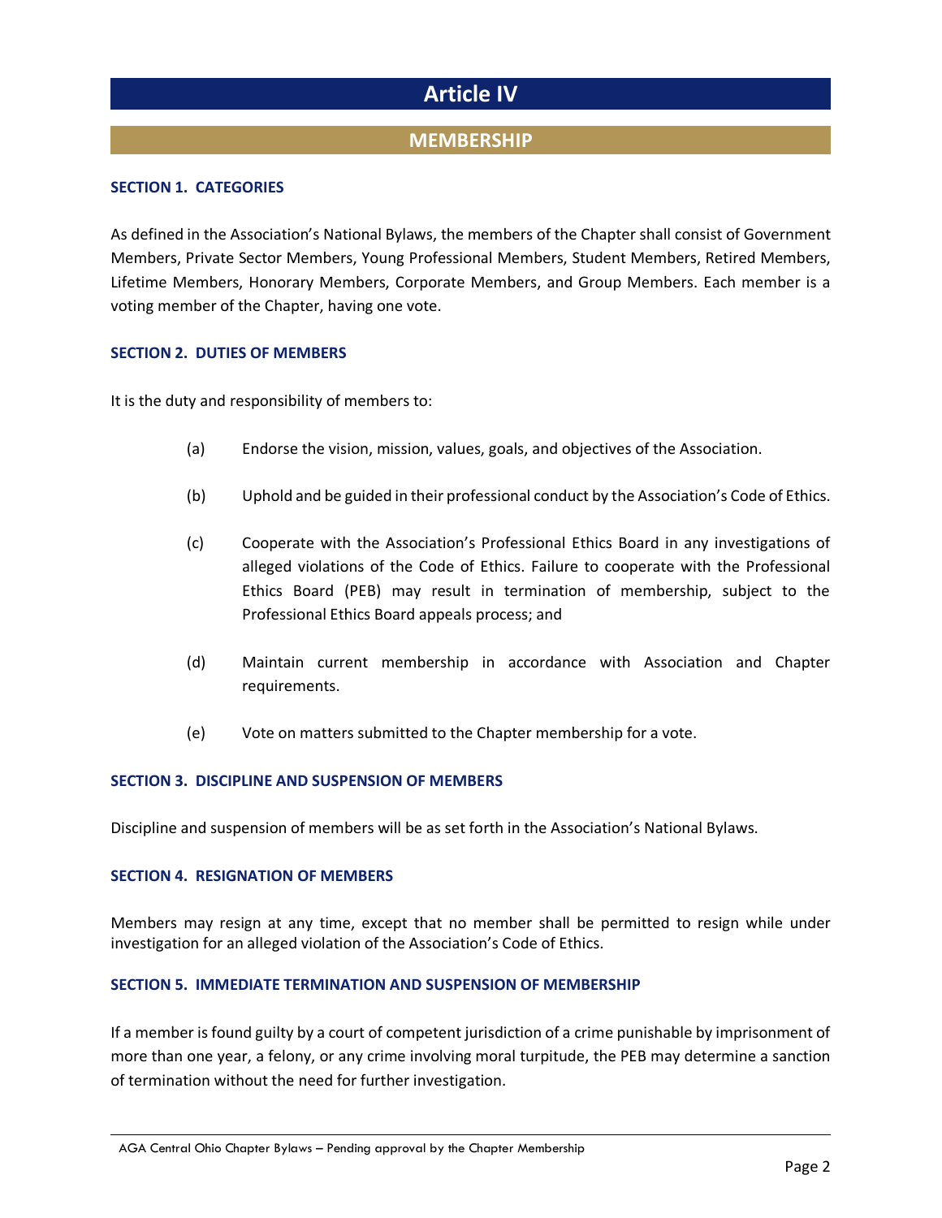# Article IV

## MEMBERSHIP

### SECTION 1. CATEGORIES

As defined in the Association's National Bylaws, the members of the Chapter shall consist of Government Members, Private Sector Members, Young Professional Members, Student Members, Retired Members, Lifetime Members, Honorary Members, Corporate Members, and Group Members. Each member is a voting member of the Chapter, having one vote.

### SECTION 2. DUTIES OF MEMBERS

It is the duty and responsibility of members to:

(a) Endorse the vision, mission, values, goals, and objectives of the Association.

(b) Uphold and be guided in their professional conduct by the Association's Code of Ethics.

(c) Cooperate with the Association's Professional Ethics Board in any investigations of alleged violations of the Code of Ethics. Failure to cooperate with the Professional Ethics Board (PEB) may result in termination of membership, subject to the Professional Ethics Board appeals process; and

(d) Maintain current membership in accordance with Association and Chapter requirements.

(e) Vote on matters submitted to the Chapter membership for a vote.

### SECTION 3. DISCIPLINE AND SUSPENSION OF MEMBERS

Discipline and suspension of members will be as set forth in the Association's National Bylaws.

### SECTION 4. RESIGNATION OF MEMBERS

Members may resign at any time, except that no member shall be permitted to resign while under investigation for an alleged violation of the Association's Code of Ethics.

### SECTION 5. IMMEDIATE TERMINATION AND SUSPENSION OF MEMBERSHIP

If a member is found guilty by a court of competent jurisdiction of a crime punishable by imprisonment of more than one year, a felony, or any crime involving moral turpitude, the PEB may determine a sanction of termination without the need for further investigation.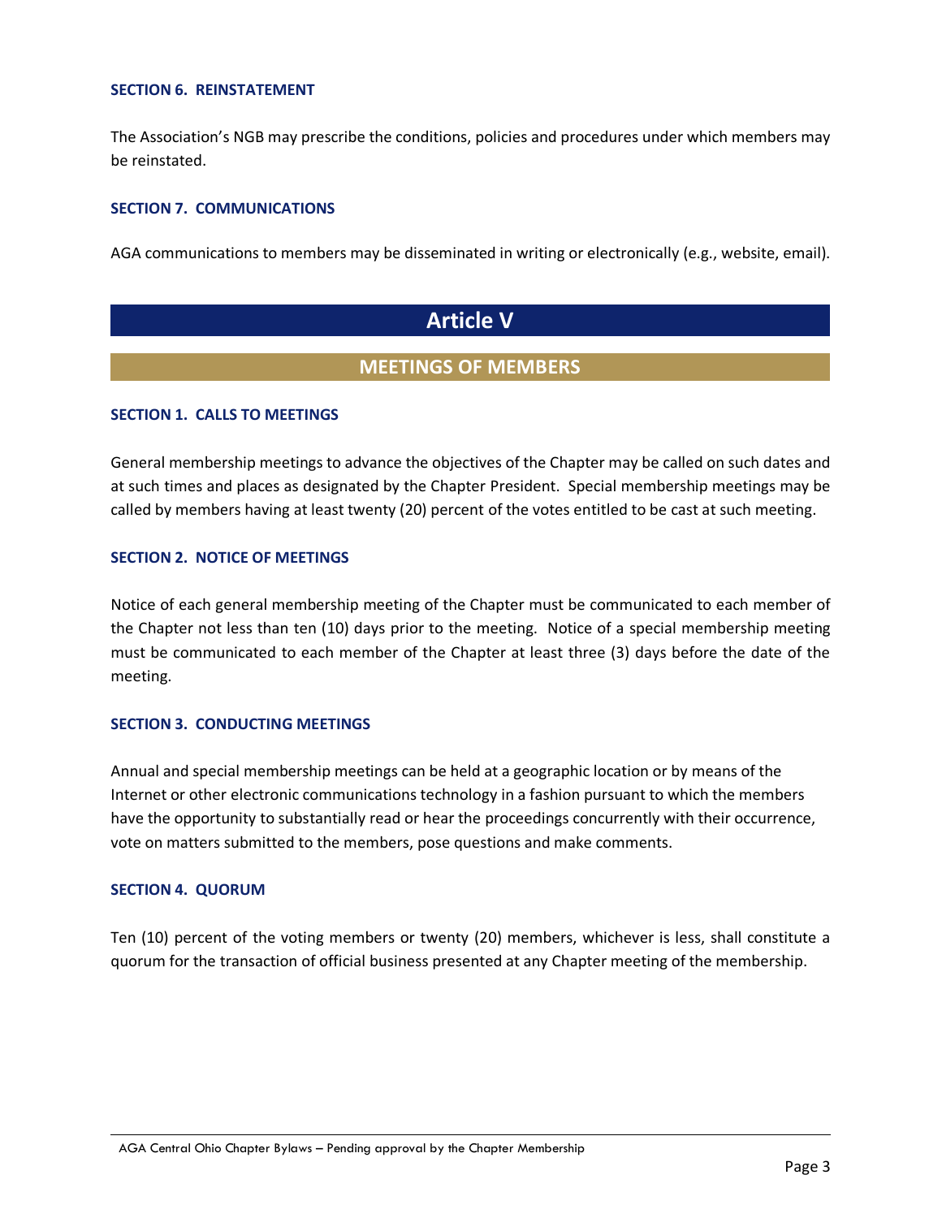#### SECTION 6. REINSTATEMENT

The Association's NGB may prescribe the conditions, policies and procedures under which members may be reinstated.

#### SECTION 7. COMMUNICATIONS

AGA communications to members may be disseminated in writing or electronically (e.g., website, email).

## Article V

### MEETINGS OF MEMBERS

#### SECTION 1. CALLS TO MEETINGS

General membership meetings to advance the objectives of the Chapter may be called on such dates and at such times and places as designated by the Chapter President. Special membership meetings may be called by members having at least twenty (20) percent of the votes entitled to be cast at such meeting.

#### SECTION 2. NOTICE OF MEETINGS

Notice of each general membership meeting of the Chapter must be communicated to each member of the Chapter not less than ten (10) days prior to the meeting. Notice of a special membership meeting must be communicated to each member of the Chapter at least three (3) days before the date of the meeting.

#### SECTION 3. CONDUCTING MEETINGS

Annual and special membership meetings can be held at a geographic location or by means of the Internet or other electronic communications technology in a fashion pursuant to which the members have the opportunity to substantially read or hear the proceedings concurrently with their occurrence, vote on matters submitted to the members, pose questions and make comments.

#### SECTION 4. QUORUM

Ten (10) percent of the voting members or twenty (20) members, whichever is less, shall constitute a quorum for the transaction of official business presented at any Chapter meeting of the membership.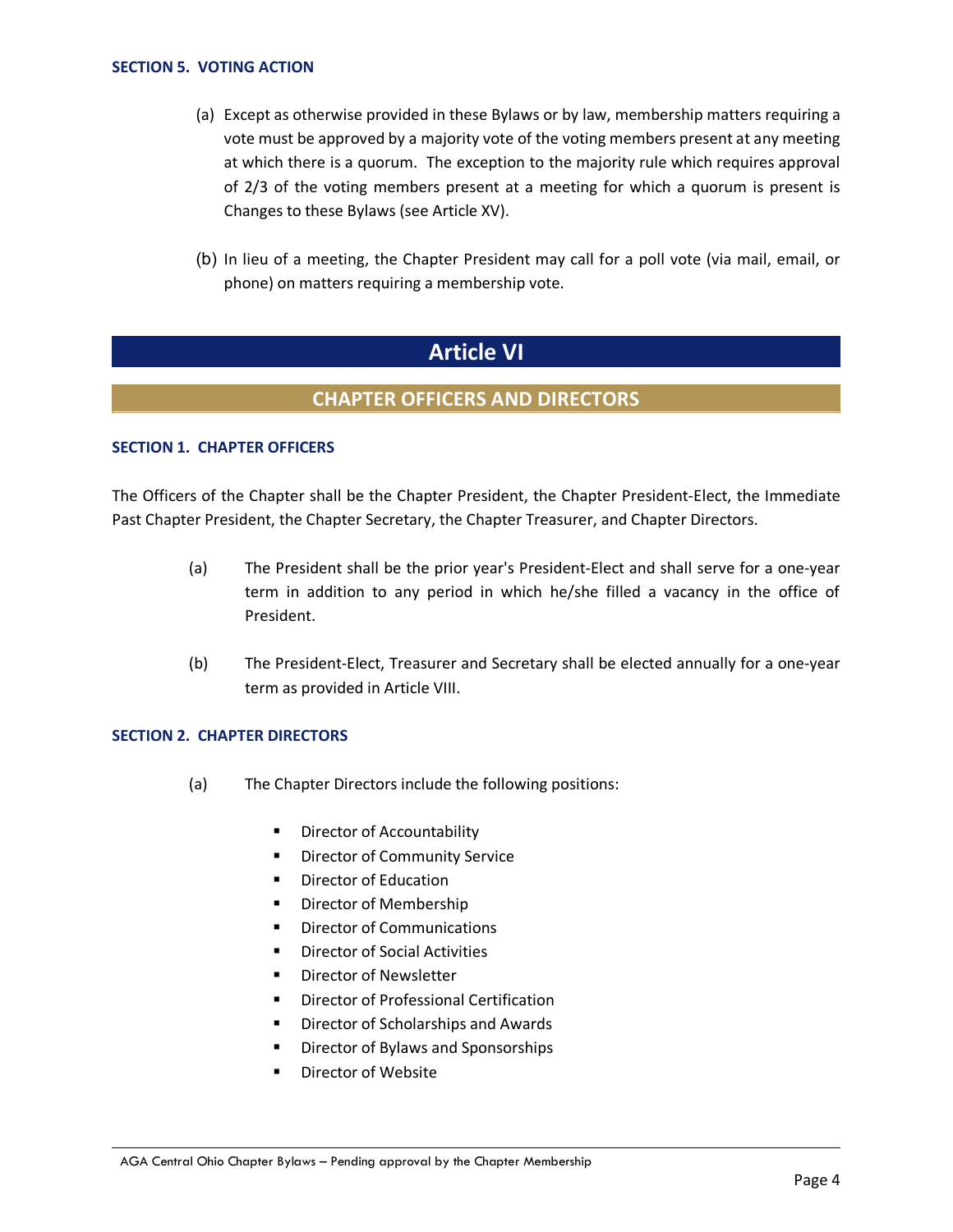### SECTION 5. VOTING ACTION

(a) Except as otherwise provided in these Bylaws or by law, membership matters requiring a vote must be approved by a majority vote of the voting members present at any meeting at which there is a quorum. The exception to the majority rule which requires approval of 2/3 of the voting members present at a meeting for which a quorum is present is Changes to these Bylaws (see Article XV).

(b) In lieu of a meeting, the Chapter President may call for a poll vote (via mail, email, or phone) on matters requiring a membership vote.

# Article VI

## CHAPTER OFFICERS AND DIRECTORS

### SECTION 1. CHAPTER OFFICERS

The Officers of the Chapter shall be the Chapter President, the Chapter President-Elect, the Immediate Past Chapter President, the Chapter Secretary, the Chapter Treasurer, and Chapter Directors.

(a) The President shall be the prior year's President-Elect and shall serve for a one-year term in addition to any period in which he/she filled a vacancy in the office of President.

(b) The President-Elect, Treasurer and Secretary shall be elected annually for a one-year term as provided in Article VIII.

### SECTION 2. CHAPTER DIRECTORS

(a) The Chapter Directors include the following positions:

- Director of Accountability
- Director of Community Service
- Director of Education
- Director of Membership
- Director of Communications
- Director of Social Activities
- Director of Newsletter
- Director of Professional Certification
- Director of Scholarships and Awards
- Director of Bylaws and Sponsorships
- Director of Website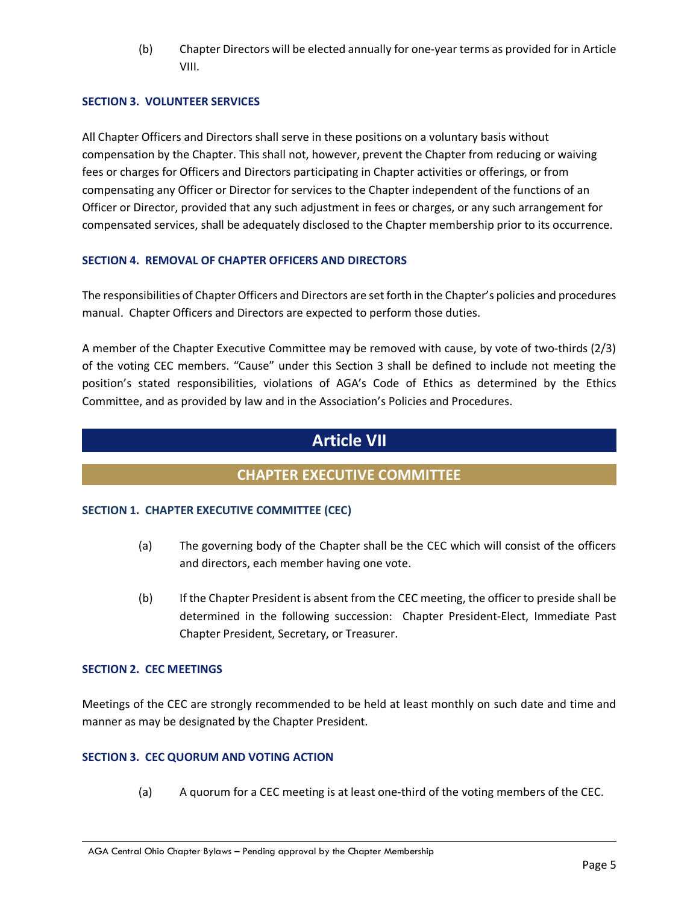(b) Chapter Directors will be elected annually for one-year terms as provided for in Article VIII.

#### SECTION 3. VOLUNTEER SERVICES

All Chapter Officers and Directors shall serve in these positions on a voluntary basis without compensation by the Chapter. This shall not, however, prevent the Chapter from reducing or waiving fees or charges for Officers and Directors participating in Chapter activities or offerings, or from compensating any Officer or Director for services to the Chapter independent of the functions of an Officer or Director, provided that any such adjustment in fees or charges, or any such arrangement for compensated services, shall be adequately disclosed to the Chapter membership prior to its occurrence.

#### SECTION 4. REMOVAL OF CHAPTER OFFICERS AND DIRECTORS

The responsibilities of Chapter Officers and Directors are set forth in the Chapter's policies and procedures manual. Chapter Officers and Directors are expected to perform those duties.

A member of the Chapter Executive Committee may be removed with cause, by vote of two-thirds (2/3) of the voting CEC members. "Cause" under this Section 3 shall be defined to include not meeting the position's stated responsibilities, violations of AGA's Code of Ethics as determined by the Ethics Committee, and as provided by law and in the Association's Policies and Procedures.

## Article VII

### CHAPTER EXECUTIVE COMMITTEE

#### SECTION 1. CHAPTER EXECUTIVE COMMITTEE (CEC)

(a) The governing body of the Chapter shall be the CEC which will consist of the officers and directors, each member having one vote.

(b) If the Chapter President is absent from the CEC meeting, the officer to preside shall be determined in the following succession: Chapter President-Elect, Immediate Past Chapter President, Secretary, or Treasurer.

#### SECTION 2. CEC MEETINGS

Meetings of the CEC are strongly recommended to be held at least monthly on such date and time and manner as may be designated by the Chapter President.

#### SECTION 3. CEC QUORUM AND VOTING ACTION

(a) A quorum for a CEC meeting is at least one-third of the voting members of the CEC.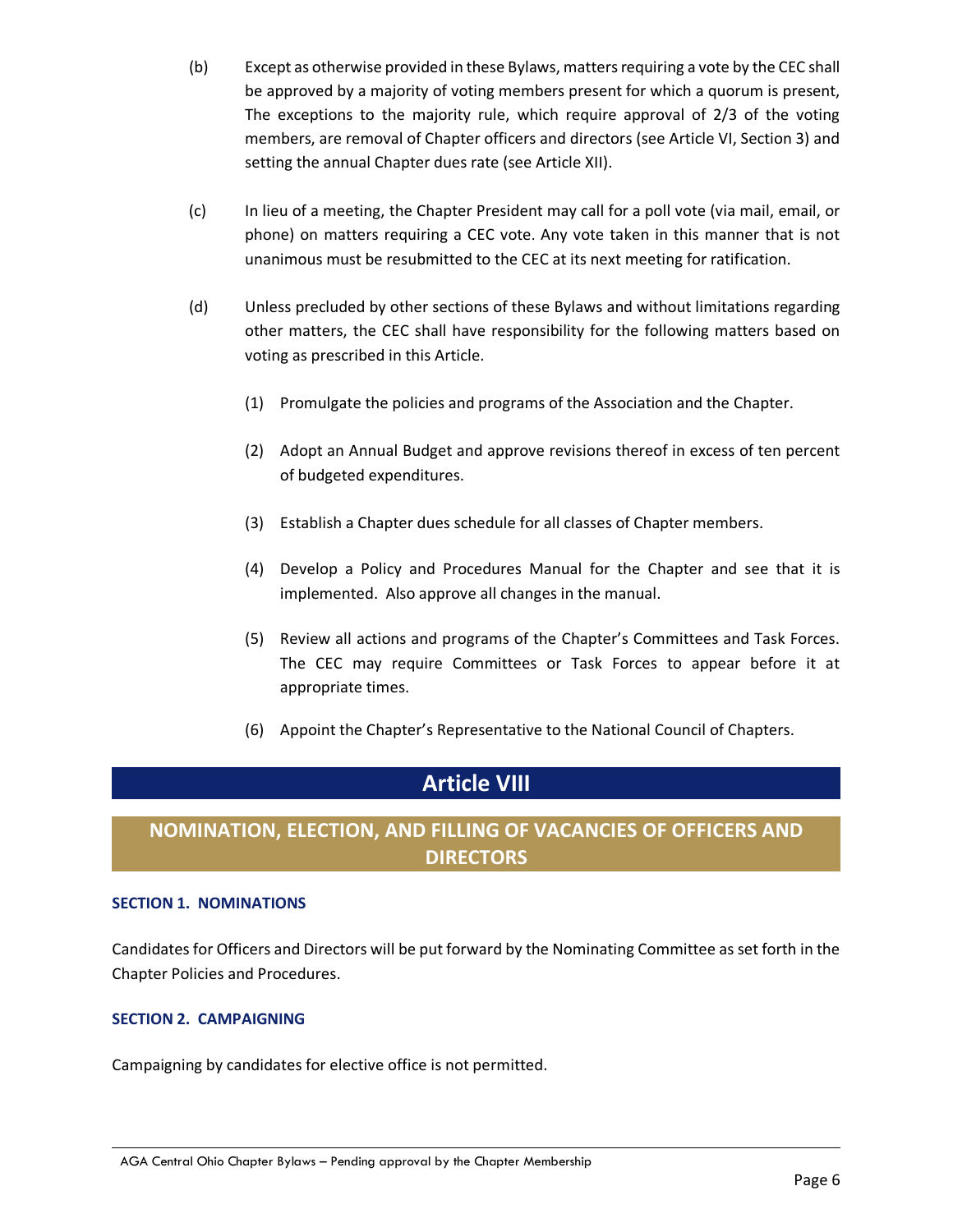(b) Except as otherwise provided in these Bylaws, matters requiring a vote by the CEC shall be approved by a majority of voting members present for which a quorum is present, The exceptions to the majority rule, which require approval of 2/3 of the voting members, are removal of Chapter officers and directors (see Article VI, Section 3) and setting the annual Chapter dues rate (see Article XII).

(c) In lieu of a meeting, the Chapter President may call for a poll vote (via mail, email, or phone) on matters requiring a CEC vote. Any vote taken in this manner that is not unanimous must be resubmitted to the CEC at its next meeting for ratification.

(d) Unless precluded by other sections of these Bylaws and without limitations regarding other matters, the CEC shall have responsibility for the following matters based on voting as prescribed in this Article.

(1) Promulgate the policies and programs of the Association and the Chapter.

(2) Adopt an Annual Budget and approve revisions thereof in excess of ten percent of budgeted expenditures.

(3) Establish a Chapter dues schedule for all classes of Chapter members.

(4) Develop a Policy and Procedures Manual for the Chapter and see that it is implemented. Also approve all changes in the manual.

(5) Review all actions and programs of the Chapter's Committees and Task Forces. The CEC may require Committees or Task Forces to appear before it at appropriate times.

(6) Appoint the Chapter's Representative to the National Council of Chapters.

# Article VIII

## NOMINATION, ELECTION, AND FILLING OF VACANCIES OF OFFICERS AND DIRECTORS

### SECTION 1. NOMINATIONS

Candidates for Officers and Directors will be put forward by the Nominating Committee as set forth in the Chapter Policies and Procedures.

### SECTION 2. CAMPAIGNING

Campaigning by candidates for elective office is not permitted.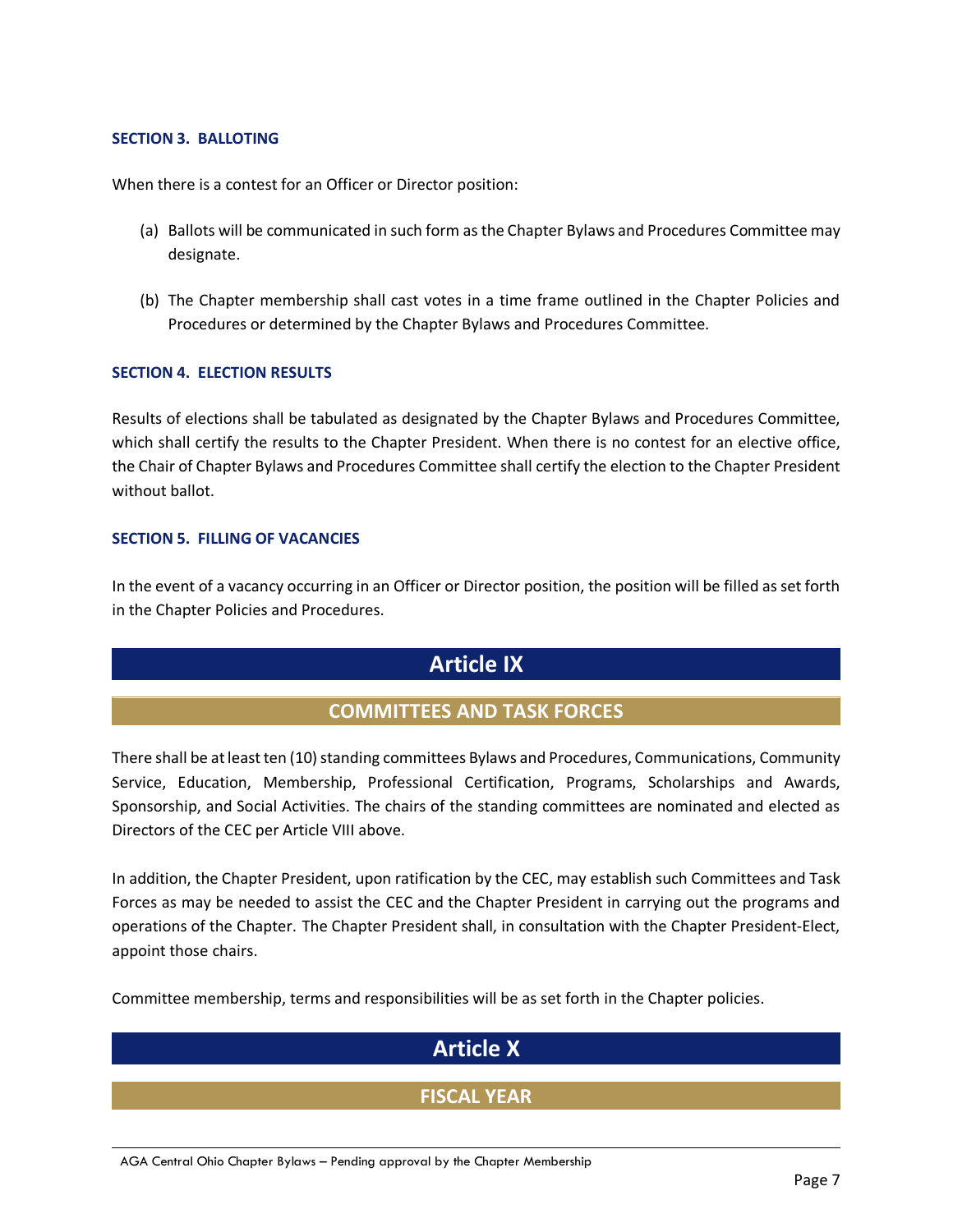### SECTION 3. BALLOTING

When there is a contest for an Officer or Director position:

(a) Ballots will be communicated in such form as the Chapter Bylaws and Procedures Committee may designate.

(b) The Chapter membership shall cast votes in a time frame outlined in the Chapter Policies and Procedures or determined by the Chapter Bylaws and Procedures Committee.

### SECTION 4. ELECTION RESULTS

Results of elections shall be tabulated as designated by the Chapter Bylaws and Procedures Committee, which shall certify the results to the Chapter President. When there is no contest for an elective office, the Chair of Chapter Bylaws and Procedures Committee shall certify the election to the Chapter President without ballot.

### SECTION 5. FILLING OF VACANCIES

In the event of a vacancy occurring in an Officer or Director position, the position will be filled as set forth in the Chapter Policies and Procedures.

# Article IX

## COMMITTEES AND TASK FORCES

There shall be at least ten (10) standing committees Bylaws and Procedures, Communications, Community Service, Education, Membership, Professional Certification, Programs, Scholarships and Awards, Sponsorship, and Social Activities. The chairs of the standing committees are nominated and elected as Directors of the CEC per Article VIII above.

In addition, the Chapter President, upon ratification by the CEC, may establish such Committees and Task Forces as may be needed to assist the CEC and the Chapter President in carrying out the programs and operations of the Chapter. The Chapter President shall, in consultation with the Chapter President-Elect, appoint those chairs.

Committee membership, terms and responsibilities will be as set forth in the Chapter policies.

# Article X

## FISCAL YEAR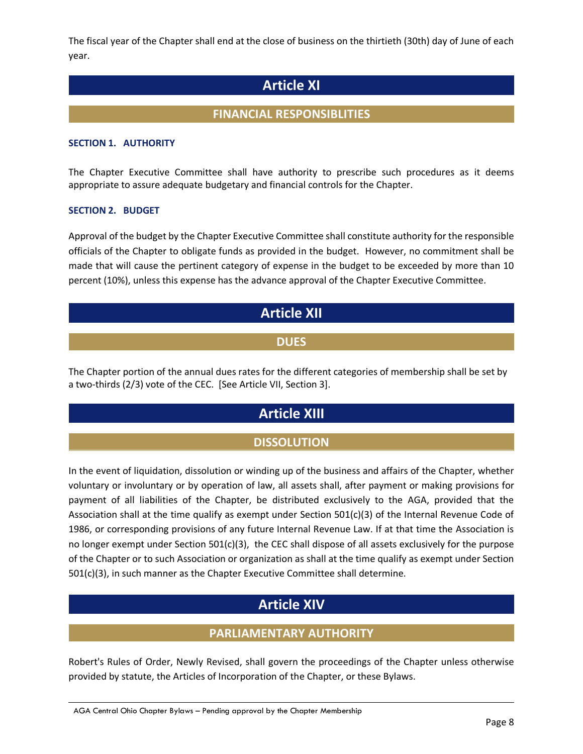The fiscal year of the Chapter shall end at the close of business on the thirtieth (30th) day of June of each year.

# Article XI

## FINANCIAL RESPONSIBLITIES

### SECTION 1. AUTHORITY

The Chapter Executive Committee shall have authority to prescribe such procedures as it deems appropriate to assure adequate budgetary and financial controls for the Chapter.

### SECTION 2. BUDGET

Approval of the budget by the Chapter Executive Committee shall constitute authority for the responsible officials of the Chapter to obligate funds as provided in the budget. However, no commitment shall be made that will cause the pertinent category of expense in the budget to be exceeded by more than 10 percent (10%), unless this expense has the advance approval of the Chapter Executive Committee.

# Article XII

## DUES

The Chapter portion of the annual dues rates for the different categories of membership shall be set by a two-thirds (2/3) vote of the CEC. [See Article VII, Section 3].

# Article XIII

## DISSOLUTION

In the event of liquidation, dissolution or winding up of the business and affairs of the Chapter, whether voluntary or involuntary or by operation of law, all assets shall, after payment or making provisions for payment of all liabilities of the Chapter, be distributed exclusively to the AGA, provided that the Association shall at the time qualify as exempt under Section 501(c)(3) of the Internal Revenue Code of 1986, or corresponding provisions of any future Internal Revenue Law. If at that time the Association is no longer exempt under Section 501(c)(3), the CEC shall dispose of all assets exclusively for the purpose of the Chapter or to such Association or organization as shall at the time qualify as exempt under Section 501(c)(3), in such manner as the Chapter Executive Committee shall determine.

# Article XIV

## PARLIAMENTARY AUTHORITY

Robert's Rules of Order, Newly Revised, shall govern the proceedings of the Chapter unless otherwise provided by statute, the Articles of Incorporation of the Chapter, or these Bylaws.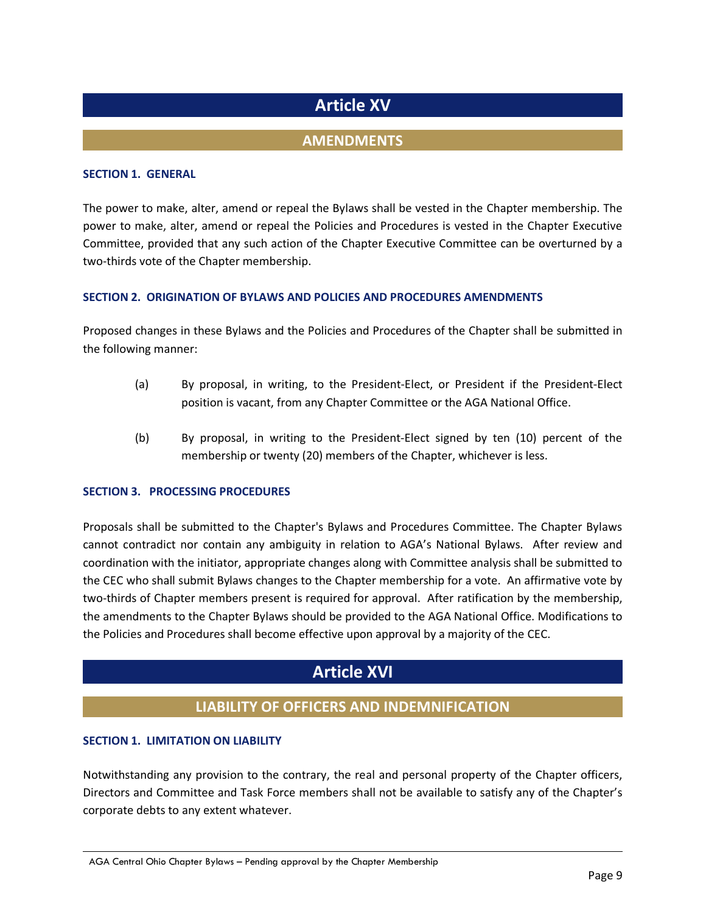# Article XV

## AMENDMENTS

### SECTION 1. GENERAL

The power to make, alter, amend or repeal the Bylaws shall be vested in the Chapter membership. The power to make, alter, amend or repeal the Policies and Procedures is vested in the Chapter Executive Committee, provided that any such action of the Chapter Executive Committee can be overturned by a two-thirds vote of the Chapter membership.

### SECTION 2. ORIGINATION OF BYLAWS AND POLICIES AND PROCEDURES AMENDMENTS

Proposed changes in these Bylaws and the Policies and Procedures of the Chapter shall be submitted in the following manner:

(a) By proposal, in writing, to the President-Elect, or President if the President-Elect position is vacant, from any Chapter Committee or the AGA National Office.

(b) By proposal, in writing to the President-Elect signed by ten (10) percent of the membership or twenty (20) members of the Chapter, whichever is less.

### SECTION 3. PROCESSING PROCEDURES

Proposals shall be submitted to the Chapter's Bylaws and Procedures Committee. The Chapter Bylaws cannot contradict nor contain any ambiguity in relation to AGA's National Bylaws. After review and coordination with the initiator, appropriate changes along with Committee analysis shall be submitted to the CEC who shall submit Bylaws changes to the Chapter membership for a vote. An affirmative vote by two-thirds of Chapter members present is required for approval. After ratification by the membership, the amendments to the Chapter Bylaws should be provided to the AGA National Office. Modifications to the Policies and Procedures shall become effective upon approval by a majority of the CEC.

# Article XVI

## LIABILITY OF OFFICERS AND INDEMNIFICATION

### SECTION 1. LIMITATION ON LIABILITY

Notwithstanding any provision to the contrary, the real and personal property of the Chapter officers, Directors and Committee and Task Force members shall not be available to satisfy any of the Chapter's corporate debts to any extent whatever.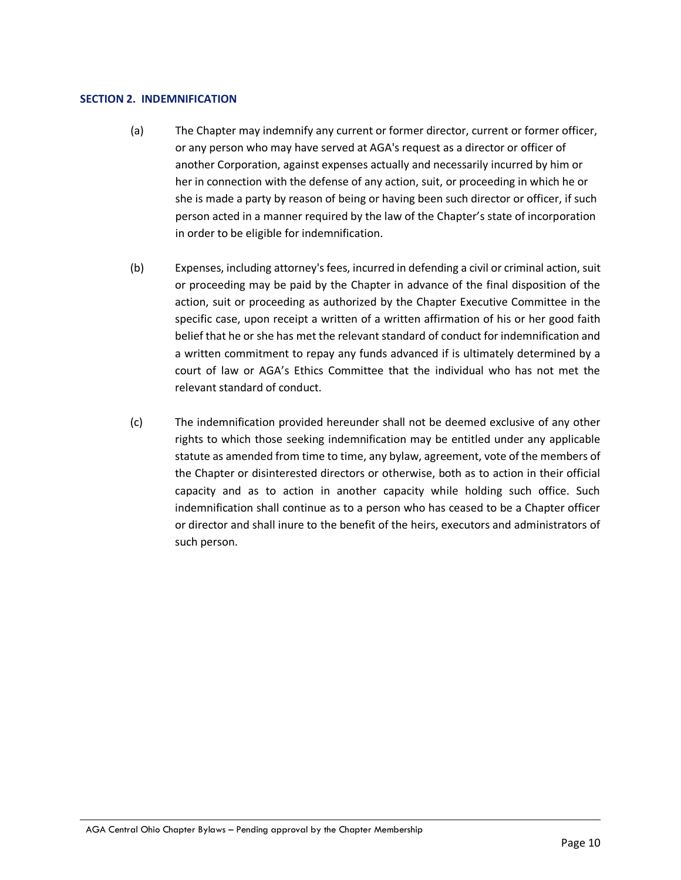### SECTION 2. INDEMNIFICATION

(a) The Chapter may indemnify any current or former director, current or former officer, or any person who may have served at AGA's request as a director or officer of another Corporation, against expenses actually and necessarily incurred by him or her in connection with the defense of any action, suit, or proceeding in which he or she is made a party by reason of being or having been such director or officer, if such person acted in a manner required by the law of the Chapter's state of incorporation in order to be eligible for indemnification.

(b) Expenses, including attorney's fees, incurred in defending a civil or criminal action, suit or proceeding may be paid by the Chapter in advance of the final disposition of the action, suit or proceeding as authorized by the Chapter Executive Committee in the specific case, upon receipt a written of a written affirmation of his or her good faith belief that he or she has met the relevant standard of conduct for indemnification and a written commitment to repay any funds advanced if is ultimately determined by a court of law or AGA's Ethics Committee that the individual who has not met the relevant standard of conduct.

(c) The indemnification provided hereunder shall not be deemed exclusive of any other rights to which those seeking indemnification may be entitled under any applicable statute as amended from time to time, any bylaw, agreement, vote of the members of the Chapter or disinterested directors or otherwise, both as to action in their official capacity and as to action in another capacity while holding such office. Such indemnification shall continue as to a person who has ceased to be a Chapter officer or director and shall inure to the benefit of the heirs, executors and administrators of such person.